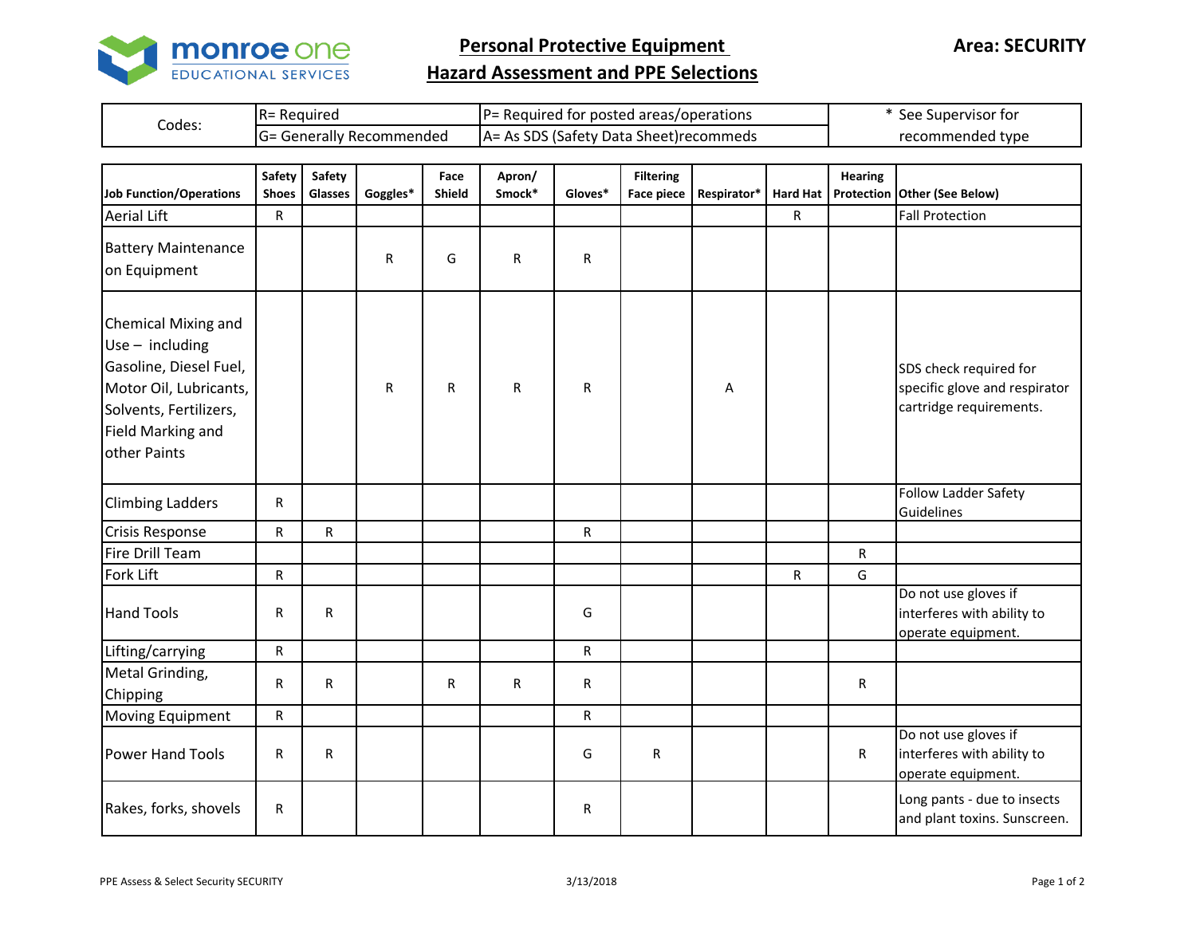monroe one
EDUCATIONAL SERVICES

# Personal Protective Equipment
# Hazard Assessment and PPE Selections

**Area: SECURITY**

| Codes: | R= Required | P= Required for posted areas/operations | * See Supervisor for recommended type |
|---|---|---|---|
| | G= Generally Recommended | A= As SDS (Safety Data Sheet)recommeds | |

| Job Function/Operations | Safety Shoes | Safety Glasses | Goggles* | Face Shield | Apron/ Smock* | Gloves* | Filtering Face piece | Respirator* | Hard Hat | Hearing Protection | Other (See Below) |
|---|---|---|---|---|---|---|---|---|---|---|---|
| Aerial Lift | R | | | | | | | | R | | Fall Protection |
| Battery Maintenance on Equipment | | | R | G | R | R | | | | | |
| Chemical Mixing and Use – including Gasoline, Diesel Fuel, Motor Oil, Lubricants, Solvents, Fertilizers, Field Marking and other Paints | | | R | R | R | R | | A | | | SDS check required for specific glove and respirator cartridge requirements. |
| Climbing Ladders | R | | | | | | | | | | Follow Ladder Safety Guidelines |
| Crisis Response | R | R | | | | R | | | | | |
| Fire Drill Team | | | | | | | | | | R | |
| Fork Lift | R | | | | | | | | R | G | |
| Hand Tools | R | R | | | | G | | | | | Do not use gloves if interferes with ability to operate equipment. |
| Lifting/carrying | R | | | | | R | | | | | |
| Metal Grinding, Chipping | R | R | | R | R | R | | | | R | |
| Moving Equipment | R | | | | | R | | | | | |
| Power Hand Tools | R | R | | | | G | R | | | R | Do not use gloves if interferes with ability to operate equipment. |
| Rakes, forks, shovels | R | | | | | R | | | | | Long pants - due to insects and plant toxins. Sunscreen. |

PPE Assess & Select Security SECURITY 3/13/2018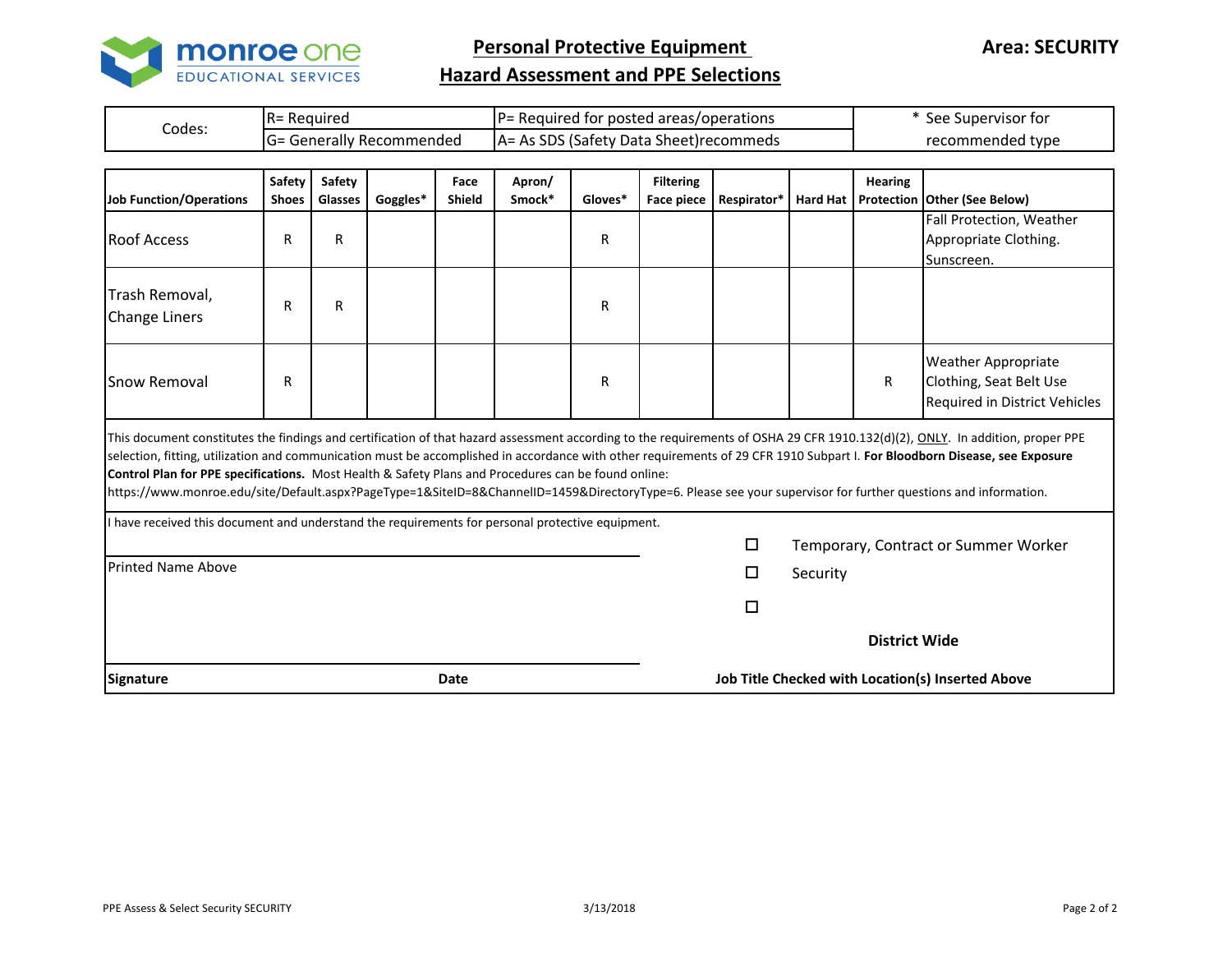monroe one
EDUCATIONAL SERVICES

# Personal Protective Equipment
# Hazard Assessment and PPE Selections

**Area: SECURITY**

| Codes: | | | |
|---|---|---|---|
| Codes: | R= Required | P= Required for posted areas/operations | * See Supervisor for recommended type |
| | G= Generally Recommended | A= As SDS (Safety Data Sheet)recommeds | |

| Job Function/Operations | Safety Shoes | Safety Glasses | Goggles* | Face Shield | Apron/ Smock* | Gloves* | Filtering Face piece | Respirator* | Hard Hat | Hearing Protection | Other (See Below) |
|---|---|---|---|---|---|---|---|---|---|---|---|
| Roof Access | R | R | | | | R | | | | | Fall Protection, Weather Appropriate Clothing. Sunscreen. |
| Trash Removal, Change Liners | R | R | | | | R | | | | | |
| Snow Removal | R | | | | | R | | | | R | Weather Appropriate Clothing, Seat Belt Use Required in District Vehicles |

This document constitutes the findings and certification of that hazard assessment according to the requirements of OSHA 29 CFR 1910.132(d)(2), ONLY. In addition, proper PPE selection, fitting, utilization and communication must be accomplished in accordance with other requirements of 29 CFR 1910 Subpart I. **For Bloodborn Disease, see Exposure Control Plan for PPE specifications.** Most Health & Safety Plans and Procedures can be found online: https://www.monroe.edu/site/Default.aspx?PageType=1&SiteID=8&ChannelID=1459&DirectoryType=6. Please see your supervisor for further questions and information.

I have received this document and understand the requirements for personal protective equipment.

Printed Name Above

☐ Temporary, Contract or Summer Worker

☐ Security

☐

**District Wide**

**Signature** **Date** **Job Title Checked with Location(s) Inserted Above**

PPE Assess & Select Security SECURITY 3/13/2018